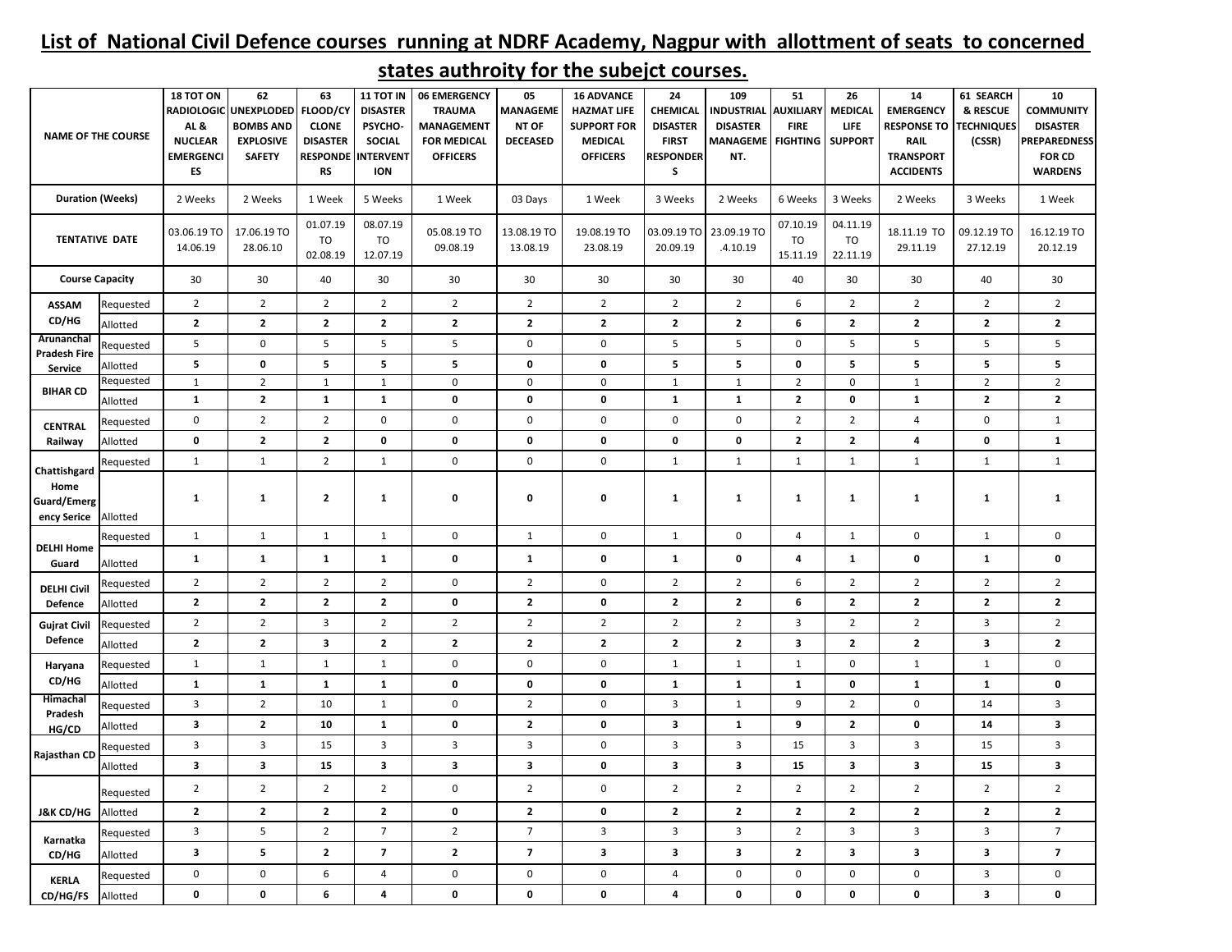## List of National Civil Defence courses running at NDRF Academy, Nagpur with allottment of seats to concerned states authroity for the subejct courses.

| NAME OF THE COURSE | | 18 TOT ON RADIOLOGICAL & NUCLEAR EMERGENCIES | 62 UNEXPLODED BOMBS AND EXPLOSIVE SAFETY | 63 FLOOD/CYCLONE DISASTER RESPONDERS | 11 TOT IN DISASTER PSYCHO-SOCIAL INTERVENTION | 06 EMERGENCY TRAUMA MANAGEMENT FOR MEDICAL OFFICERS | 05 MANAGEMENT OF DECEASED | 16 ADVANCE HAZMAT LIFE SUPPORT FOR MEDICAL OFFICERS | 24 CHEMICAL DISASTER FIRST RESPONDERS | 109 INDUSTRIAL DISASTER MANAGEMENT. | 51 AUXILIARY FIRE FIGHTING | 26 MEDICAL LIFE SUPPORT | 14 EMERGENCY RESPONSE TO RAIL TRANSPORT ACCIDENTS | 61 SEARCH & RESCUE TECHNIQUES (CSSR) | 10 COMMUNITY DISASTER PREPAREDNESS FOR CD WARDENS |
|---|---|---|---|---|---|---|---|---|---|---|---|---|---|---|---|
| Duration (Weeks) | | 2 Weeks | 2 Weeks | 1 Week | 5 Weeks | 1 Week | 03 Days | 1 Week | 3 Weeks | 2 Weeks | 6 Weeks | 3 Weeks | 2 Weeks | 3 Weeks | 1 Week |
| TENTATIVE DATE | | 03.06.19 TO 14.06.19 | 17.06.19 TO 28.06.10 | 01.07.19 TO 02.08.19 | 08.07.19 TO 12.07.19 | 05.08.19 TO 09.08.19 | 13.08.19 TO 13.08.19 | 19.08.19 TO 23.08.19 | 03.09.19 TO 20.09.19 | 23.09.19 TO .4.10.19 | 07.10.19 TO 15.11.19 | 04.11.19 TO 22.11.19 | 18.11.19 TO 29.11.19 | 09.12.19 TO 27.12.19 | 16.12.19 TO 20.12.19 |
| Course Capacity | | 30 | 30 | 40 | 30 | 30 | 30 | 30 | 30 | 30 | 40 | 30 | 30 | 40 | 30 |
| ASSAM CD/HG | Requested | 2 | 2 | 2 | 2 | 2 | 2 | 2 | 2 | 2 | 6 | 2 | 2 | 2 | 2 |
| | Allotted | **2** | **2** | **2** | **2** | **2** | **2** | **2** | **2** | **2** | **6** | **2** | **2** | **2** | **2** |
| Arunanchal Pradesh Fire Service | Requested | 5 | 0 | 5 | 5 | 5 | 0 | 0 | 5 | 5 | 0 | 5 | 5 | 5 | 5 |
| | Allotted | **5** | **0** | **5** | **5** | **5** | **0** | **0** | **5** | **5** | **0** | **5** | **5** | **5** | **5** |
| BIHAR CD | Requested | 1 | 2 | 1 | 1 | 0 | 0 | 0 | 1 | 1 | 2 | 0 | 1 | 2 | 2 |
| | Allotted | **1** | **2** | **1** | **1** | **0** | **0** | **0** | **1** | **1** | **2** | **0** | **1** | **2** | **2** |
| CENTRAL Railway | Requested | 0 | 2 | 2 | 0 | 0 | 0 | 0 | 0 | 0 | 2 | 2 | 4 | 0 | 1 |
| | Allotted | **0** | **2** | **2** | **0** | **0** | **0** | **0** | **0** | **0** | **2** | **2** | **4** | **0** | **1** |
| Chattishgard Home Guard/Emergency Serice | Requested | 1 | 1 | 2 | 1 | 0 | 0 | 0 | 1 | 1 | 1 | 1 | 1 | 1 | 1 |
| | Allotted | **1** | **1** | **2** | **1** | **0** | **0** | **0** | **1** | **1** | **1** | **1** | **1** | **1** | **1** |
| DELHI Home Guard | Requested | 1 | 1 | 1 | 1 | 0 | 1 | 0 | 1 | 0 | 4 | 1 | 0 | 1 | 0 |
| | Allotted | **1** | **1** | **1** | **1** | **0** | **1** | **0** | **1** | **0** | **4** | **1** | **0** | **1** | **0** |
| DELHI Civil Defence | Requested | 2 | 2 | 2 | 2 | 0 | 2 | 0 | 2 | 2 | 6 | 2 | 2 | 2 | 2 |
| | Allotted | **2** | **2** | **2** | **2** | **0** | **2** | **0** | **2** | **2** | **6** | **2** | **2** | **2** | **2** |
| Gujrat Civil Defence | Requested | 2 | 2 | 3 | 2 | 2 | 2 | 2 | 2 | 2 | 3 | 2 | 2 | 3 | 2 |
| | Allotted | **2** | **2** | **3** | **2** | **2** | **2** | **2** | **2** | **2** | **3** | **2** | **2** | **3** | **2** |
| Haryana CD/HG | Requested | 1 | 1 | 1 | 1 | 0 | 0 | 0 | 1 | 1 | 1 | 0 | 1 | 1 | 0 |
| | Allotted | **1** | **1** | **1** | **1** | **0** | **0** | **0** | **1** | **1** | **1** | **0** | **1** | **1** | **0** |
| Himachal Pradesh HG/CD | Requested | 3 | 2 | 10 | 1 | 0 | 2 | 0 | 3 | 1 | 9 | 2 | 0 | 14 | 3 |
| | Allotted | **3** | **2** | **10** | **1** | **0** | **2** | **0** | **3** | **1** | **9** | **2** | **0** | **14** | **3** |
| Rajasthan CD | Requested | 3 | 3 | 15 | 3 | 3 | 3 | 0 | 3 | 3 | 15 | 3 | 3 | 15 | 3 |
| | Allotted | **3** | **3** | **15** | **3** | **3** | **3** | **0** | **3** | **3** | **15** | **3** | **3** | **15** | **3** |
| J&K CD/HG | Requested | 2 | 2 | 2 | 2 | 0 | 2 | 0 | 2 | 2 | 2 | 2 | 2 | 2 | 2 |
| | Allotted | **2** | **2** | **2** | **2** | **0** | **2** | **0** | **2** | **2** | **2** | **2** | **2** | **2** | **2** |
| Karnatka CD/HG | Requested | 3 | 5 | 2 | 7 | 2 | 7 | 3 | 3 | 3 | 2 | 3 | 3 | 3 | 7 |
| | Allotted | **3** | **5** | **2** | **7** | **2** | **7** | **3** | **3** | **3** | **2** | **3** | **3** | **3** | **7** |
| KERLA CD/HG/FS | Requested | 0 | 0 | 6 | 4 | 0 | 0 | 0 | 4 | 0 | 0 | 0 | 0 | 3 | 0 |
| | Allotted | **0** | **0** | **6** | **4** | **0** | **0** | **0** | **4** | **0** | **0** | **0** | **0** | **3** | **0** |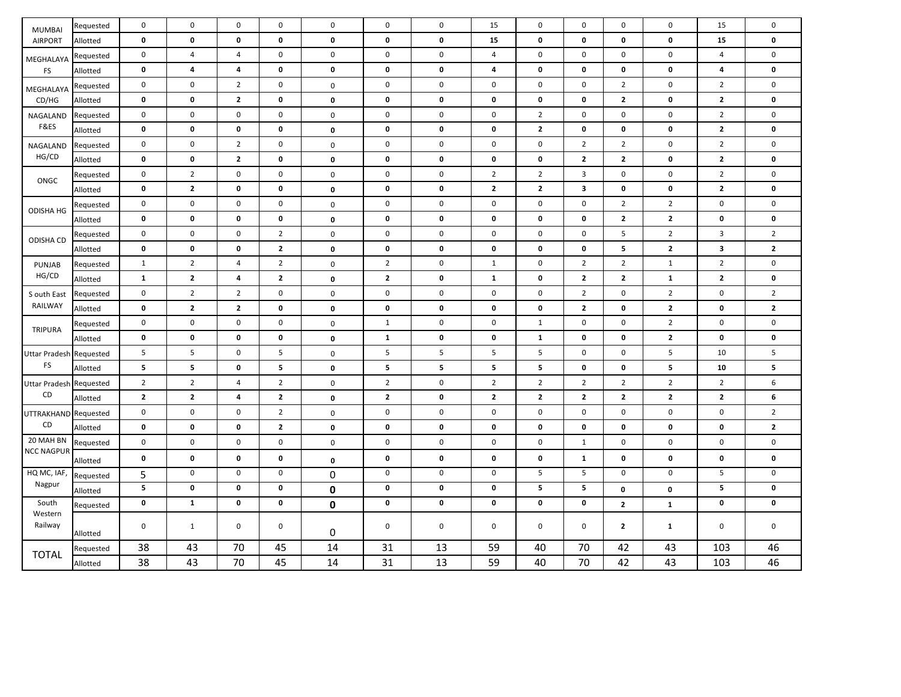| | | | | | | | | | | | | | | | |
|---|---|---|---|---|---|---|---|---|---|---|---|---|---|---|---|
| MUMBAI AIRPORT | Requested | 0 | 0 | 0 | 0 | 0 | 0 | 0 | 15 | 0 | 0 | 0 | 0 | 15 | 0 |
| | Allotted | **0** | **0** | **0** | **0** | **0** | **0** | **0** | **15** | **0** | **0** | **0** | **0** | **15** | **0** |
| MEGHALAYA FS | Requested | 0 | 4 | 4 | 0 | 0 | 0 | 0 | 4 | 0 | 0 | 0 | 0 | 4 | 0 |
| | Allotted | **0** | **4** | **4** | **0** | **0** | **0** | **0** | **4** | **0** | **0** | **0** | **0** | **4** | **0** |
| MEGHALAYA CD/HG | Requested | 0 | 0 | 2 | 0 | 0 | 0 | 0 | 0 | 0 | 0 | 2 | 0 | 2 | 0 |
| | Allotted | **0** | **0** | **2** | **0** | **0** | **0** | **0** | **0** | **0** | **0** | **2** | **0** | **2** | **0** |
| NAGALAND F&ES | Requested | 0 | 0 | 0 | 0 | 0 | 0 | 0 | 0 | 2 | 0 | 0 | 0 | 2 | 0 |
| | Allotted | **0** | **0** | **0** | **0** | **0** | **0** | **0** | **0** | **2** | **0** | **0** | **0** | **2** | **0** |
| NAGALAND HG/CD | Requested | 0 | 0 | 2 | 0 | 0 | 0 | 0 | 0 | 0 | 2 | 2 | 0 | 2 | 0 |
| | Allotted | **0** | **0** | **2** | **0** | **0** | **0** | **0** | **0** | **0** | **2** | **2** | **0** | **2** | **0** |
| ONGC | Requested | 0 | 2 | 0 | 0 | 0 | 0 | 0 | 2 | 2 | 3 | 0 | 0 | 2 | 0 |
| | Allotted | **0** | **2** | **0** | **0** | **0** | **0** | **0** | **2** | **2** | **3** | **0** | **0** | **2** | **0** |
| ODISHA HG | Requested | 0 | 0 | 0 | 0 | 0 | 0 | 0 | 0 | 0 | 0 | 2 | 2 | 0 | 0 |
| | Allotted | **0** | **0** | **0** | **0** | **0** | **0** | **0** | **0** | **0** | **0** | **2** | **2** | **0** | **0** |
| ODISHA CD | Requested | 0 | 0 | 0 | 2 | 0 | 0 | 0 | 0 | 0 | 0 | 5 | 2 | 3 | 2 |
| | Allotted | **0** | **0** | **0** | **2** | **0** | **0** | **0** | **0** | **0** | **0** | **5** | **2** | **3** | **2** |
| PUNJAB HG/CD | Requested | 1 | 2 | 4 | 2 | 0 | 2 | 0 | 1 | 0 | 2 | 2 | 1 | 2 | 0 |
| | Allotted | **1** | **2** | **4** | **2** | **0** | **2** | **0** | **1** | **0** | **2** | **2** | **1** | **2** | **0** |
| S outh East RAILWAY | Requested | 0 | 2 | 2 | 0 | 0 | 0 | 0 | 0 | 0 | 2 | 0 | 2 | 0 | 2 |
| | Allotted | **0** | **2** | **2** | **0** | **0** | **0** | **0** | **0** | **0** | **2** | **0** | **2** | **0** | **2** |
| TRIPURA | Requested | 0 | 0 | 0 | 0 | 0 | 1 | 0 | 0 | 1 | 0 | 0 | 2 | 0 | 0 |
| | Allotted | **0** | **0** | **0** | **0** | **0** | **1** | **0** | **0** | **1** | **0** | **0** | **2** | **0** | **0** |
| Uttar Pradesh FS | Requested | 5 | 5 | 0 | 5 | 0 | 5 | 5 | 5 | 5 | 0 | 0 | 5 | 10 | 5 |
| | Allotted | **5** | **5** | **0** | **5** | **0** | **5** | **5** | **5** | **5** | **0** | **0** | **5** | **10** | **5** |
| Uttar Pradesh CD | Requested | 2 | 2 | 4 | 2 | 0 | 2 | 0 | 2 | 2 | 2 | 2 | 2 | 2 | 6 |
| | Allotted | **2** | **2** | **4** | **2** | **0** | **2** | **0** | **2** | **2** | **2** | **2** | **2** | **2** | **6** |
| UTTRAKHAND CD | Requested | 0 | 0 | 0 | 2 | 0 | 0 | 0 | 0 | 0 | 0 | 0 | 0 | 0 | 2 |
| | Allotted | **0** | **0** | **0** | **2** | **0** | **0** | **0** | **0** | **0** | **0** | **0** | **0** | **0** | **2** |
| 20 MAH BN NCC NAGPUR | Requested | 0 | 0 | 0 | 0 | 0 | 0 | 0 | 0 | 0 | 1 | 0 | 0 | 0 | 0 |
| | Allotted | **0** | **0** | **0** | **0** | **0** | **0** | **0** | **0** | **0** | **1** | **0** | **0** | **0** | **0** |
| HQ MC, IAF, Nagpur | Requested | 5 | 0 | 0 | 0 | 0 | 0 | 0 | 0 | 5 | 5 | 0 | 0 | 5 | 0 |
| | Allotted | **5** | **0** | **0** | **0** | **0** | **0** | **0** | **0** | **5** | **5** | **0** | **0** | **5** | **0** |
| South Western Railway | Requested | **0** | **1** | **0** | **0** | **0** | **0** | **0** | **0** | **0** | **0** | **2** | **1** | **0** | **0** |
| | Allotted | 0 | 1 | 0 | 0 | 0 | 0 | 0 | 0 | 0 | 0 | **2** | **1** | 0 | 0 |
| TOTAL | Requested | 38 | 43 | 70 | 45 | 14 | 31 | 13 | 59 | 40 | 70 | 42 | 43 | 103 | 46 |
| | Allotted | 38 | 43 | 70 | 45 | 14 | 31 | 13 | 59 | 40 | 70 | 42 | 43 | 103 | 46 |